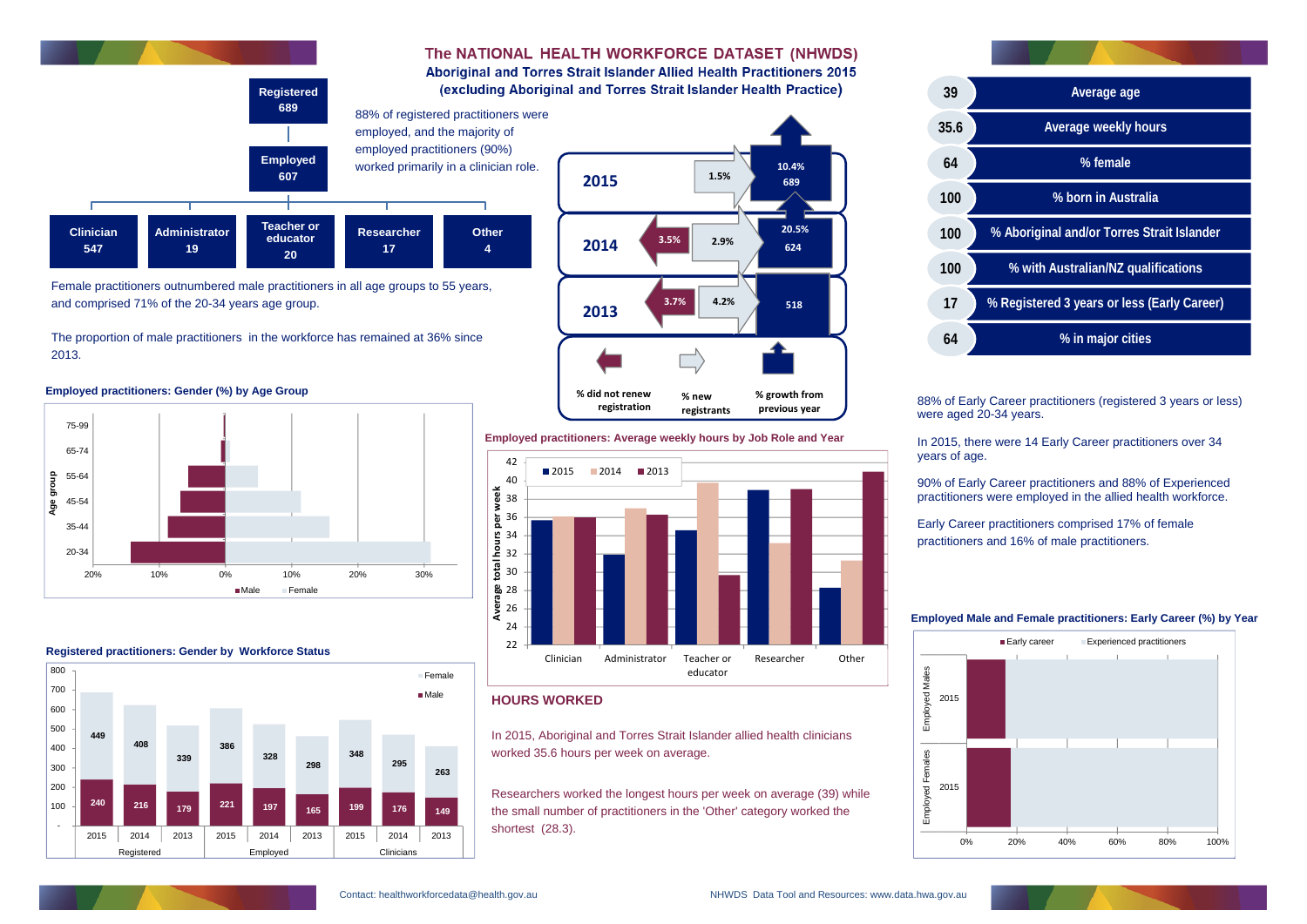# The NATIONAL HEALTH WORKFORCE DATASET (NHWDS)

## Aboriginal and Torres Strait Islander Allied Health Practitioners 2015 (excluding Aboriginal and Torres Strait Islander Health Practice)

Registered 689

Employed 607

| Clinician | Administrator | Teacher or educator | Researcher | Other |
|---|---|---|---|---|
| 547 | 19 | 20 | 17 | 4 |

88% of registered practitioners were employed, and the majority of employed practitioners (90%) worked primarily in a clinician role.

Female practitioners outnumbered male practitioners in all age groups to 55 years, and comprised 71% of the 20-34 years age group.

The proportion of male practitioners in the workforce has remained at 36% since 2013.

| Year | % did not renew registration | % new registrants | % growth from previous year | Registered |
|---|---|---|---|---|
| 2015 | | 1.5% | 10.4% | 689 |
| 2014 | 3.5% | 2.9% | 20.5% | 624 |
| 2013 | 3.7% | 4.2% | | 518 |

| | |
|---|---|
| 39 | Average age |
| 35.6 | Average weekly hours |
| 64 | % female |
| 100 | % born in Australia |
| 100 | % Aboriginal and/or Torres Strait Islander |
| 100 | % with Australian/NZ qualifications |
| 17 | % Registered 3 years or less (Early Career) |
| 64 | % in major cities |

**Employed practitioners: Gender (%) by Age Group**

**Employed practitioners: Average weekly hours by Job Role and Year**

**Registered practitioners: Gender by Workforce Status**

| | Registered 2015 | Registered 2014 | Registered 2013 | Employed 2015 | Employed 2014 | Employed 2013 | Clinicians 2015 | Clinicians 2014 | Clinicians 2013 |
|---|---|---|---|---|---|---|---|---|---|
| Female | 449 | 408 | 339 | 386 | 328 | 298 | 348 | 295 | 263 |
| Male | 240 | 216 | 179 | 221 | 197 | 165 | 199 | 176 | 149 |

## HOURS WORKED

In 2015, Aboriginal and Torres Strait Islander allied health clinicians worked 35.6 hours per week on average.

Researchers worked the longest hours per week on average (39) while the small number of practitioners in the 'Other' category worked the shortest (28.3).

88% of Early Career practitioners (registered 3 years or less) were aged 20-34 years.

In 2015, there were 14 Early Career practitioners over 34 years of age.

90% of Early Career practitioners and 88% of Experienced practitioners were employed in the allied health workforce.

Early Career practitioners comprised 17% of female practitioners and 16% of male practitioners.

**Employed Male and Female practitioners: Early Career (%) by Year**

Contact: healthworkforcedata@health.gov.au

NHWDS Data Tool and Resources: www.data.hwa.gov.au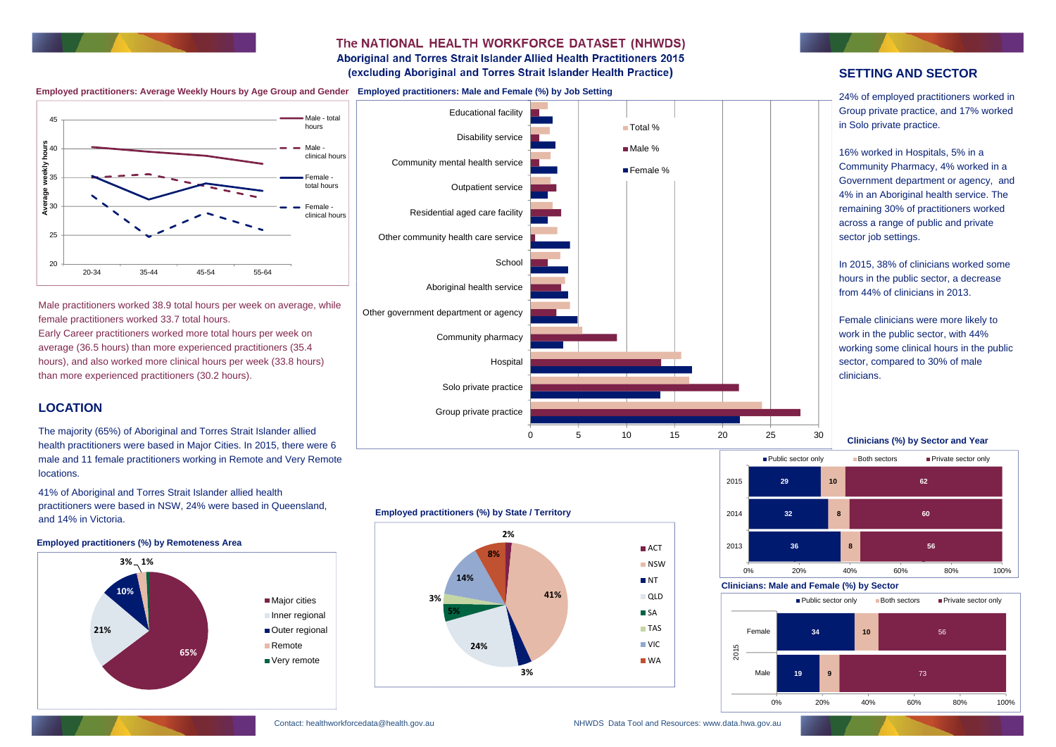# The NATIONAL HEALTH WORKFORCE DATASET (NHWDS)

## Aboriginal and Torres Strait Islander Allied Health Practitioners 2015 (excluding Aboriginal and Torres Strait Islander Health Practice)

**Employed practitioners: Average Weekly Hours by Age Group and Gender**

| Age group | Male - total hours | Male - clinical hours | Female - total hours | Female - clinical hours |
|---|---|---|---|---|
| 20-34 | ~40.3 | ~35 | ~35.2 | ~31.8 |
| 35-44 | ~39.5 | ~35.5 | ~31.2 | ~24.8 |
| 45-54 | ~38.8 | ~33.5 | ~34 | ~28.8 |
| 55-64 | ~37.3 | ~31.5 | ~32.7 | ~25.8 |

Male practitioners worked 38.9 total hours per week on average, while female practitioners worked 33.7 total hours.

Early Career practitioners worked more total hours per week on average (36.5 hours) than more experienced practitioners (35.4 hours), and also worked more clinical hours per week (33.8 hours) than more experienced practitioners (30.2 hours).

**Employed practitioners: Male and Female (%) by Job Setting**

| Job setting | Total % | Male % | Female % |
|---|---|---|---|
| Educational facility | ~1.8 | ~0.9 | ~2.3 |
| Disability service | ~2 | ~0.9 | ~2.6 |
| Community mental health service | ~2.1 | ~0.9 | ~2.8 |
| Outpatient service | ~2.1 | ~2.7 | ~1.8 |
| Residential aged care facility | ~2.3 | ~3.2 | ~1.8 |
| Other community health care service | ~2.8 | ~0.5 | ~4.1 |
| School | ~3.1 | ~1.8 | ~3.9 |
| Aboriginal health service | ~3.6 | ~3.2 | ~3.9 |
| Other government department or agency | ~4.1 | ~2.7 | ~4.9 |
| Community pharmacy | ~5.4 | ~9 | ~3.4 |
| Hospital | ~15.7 | ~13.6 | ~16.8 |
| Solo private practice | ~16.5 | ~21.7 | ~13.5 |
| Group private practice | ~24.1 | ~28.1 | ~21.8 |

## SETTING AND SECTOR

24% of employed practitioners worked in Group private practice, and 17% worked in Solo private practice.

16% worked in Hospitals, 5% in a Community Pharmacy, 4% worked in a Government department or agency, and 4% in an Aboriginal health service. The remaining 30% of practitioners worked across a range of public and private sector job settings.

In 2015, 38% of clinicians worked some hours in the public sector, a decrease from 44% of clinicians in 2013.

Female clinicians were more likely to work in the public sector, with 44% working some clinical hours in the public sector, compared to 30% of male clinicians.

**Clinicians (%) by Sector and Year**

| Year | Public sector only | Both sectors | Private sector only |
|---|---|---|---|
| 2015 | 29 | 10 | 62 |
| 2014 | 32 | 8 | 60 |
| 2013 | 36 | 8 | 56 |

**Clinicians: Male and Female (%) by Sector**

| 2015 | Public sector only | Both sectors | Private sector only |
|---|---|---|---|
| Female | 34 | 10 | 56 |
| Male | 19 | 9 | 73 |

## LOCATION

The majority (65%) of Aboriginal and Torres Strait Islander allied health practitioners were based in Major Cities. In 2015, there were 6 male and 11 female practitioners working in Remote and Very Remote locations.

41% of Aboriginal and Torres Strait Islander allied health practitioners were based in NSW, 24% were based in Queensland, and 14% in Victoria.

**Employed practitioners (%) by Remoteness Area**

| Remoteness Area | % |
|---|---|
| Major cities | 65% |
| Inner regional | 21% |
| Outer regional | 10% |
| Remote | 3% |
| Very remote | 1% |

**Employed practitioners (%) by State / Territory**

| State / Territory | % |
|---|---|
| ACT | 2% |
| NSW | 41% |
| NT | 3% |
| QLD | 24% |
| SA | 5% |
| TAS | 3% |
| VIC | 14% |
| WA | 8% |

Contact: healthworkforcedata@health.gov.au

NHWDS Data Tool and Resources: www.data.hwa.gov.au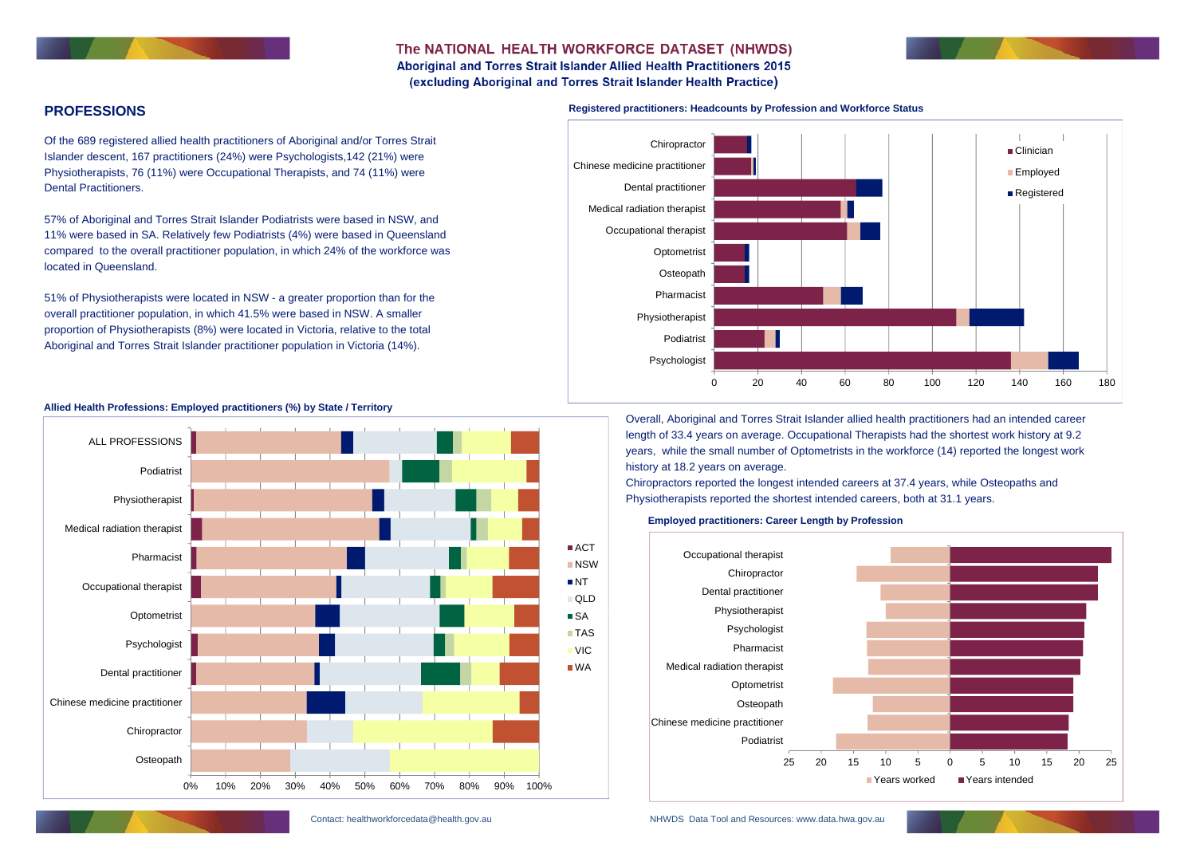# The NATIONAL HEALTH WORKFORCE DATASET (NHWDS)

**Aboriginal and Torres Strait Islander Allied Health Practitioners 2015**
**(excluding Aboriginal and Torres Strait Islander Health Practice)**

## PROFESSIONS

Of the 689 registered allied health practitioners of Aboriginal and/or Torres Strait Islander descent, 167 practitioners (24%) were Psychologists,142 (21%) were Physiotherapists, 76 (11%) were Occupational Therapists, and 74 (11%) were Dental Practitioners.

57% of Aboriginal and Torres Strait Islander Podiatrists were based in NSW, and 11% were based in SA. Relatively few Podiatrists (4%) were based in Queensland compared to the overall practitioner population, in which 24% of the workforce was located in Queensland.

51% of Physiotherapists were located in NSW - a greater proportion than for the overall practitioner population, in which 41.5% were based in NSW. A smaller proportion of Physiotherapists (8%) were located in Victoria, relative to the total Aboriginal and Torres Strait Islander practitioner population in Victoria (14%).

**Registered practitioners: Headcounts by Profession and Workforce Status**

Chiropractor
Chinese medicine practitioner
Dental practitioner
Medical radiation therapist
Occupational therapist
Optometrist
Osteopath
Pharmacist
Physiotherapist
Podiatrist
Psychologist

0 20 40 60 80 100 120 140 160 180

Clinician
Employed
Registered

**Allied Health Professions: Employed practitioners (%) by State / Territory**

ALL PROFESSIONS
Podiatrist
Physiotherapist
Medical radiation therapist
Pharmacist
Occupational therapist
Optometrist
Psychologist
Dental practitioner
Chinese medicine practitioner
Chiropractor
Osteopath

0% 10% 20% 30% 40% 50% 60% 70% 80% 90% 100%

ACT
NSW
NT
QLD
SA
TAS
VIC
WA

Overall, Aboriginal and Torres Strait Islander allied health practitioners had an intended career length of 33.4 years on average. Occupational Therapists had the shortest work history at 9.2 years, while the small number of Optometrists in the workforce (14) reported the longest work history at 18.2 years on average.

Chiropractors reported the longest intended careers at 37.4 years, while Osteopaths and Physiotherapists reported the shortest intended careers, both at 31.1 years.

**Employed practitioners: Career Length by Profession**

Occupational therapist
Chiropractor
Dental practitioner
Physiotherapist
Psychologist
Pharmacist
Medical radiation therapist
Optometrist
Osteopath
Chinese medicine practitioner
Podiatrist

25 20 15 10 5 0 5 10 15 20 25

Years worked
Years intended

Contact: healthworkforcedata@health.gov.au

NHWDS Data Tool and Resources: www.data.hwa.gov.au